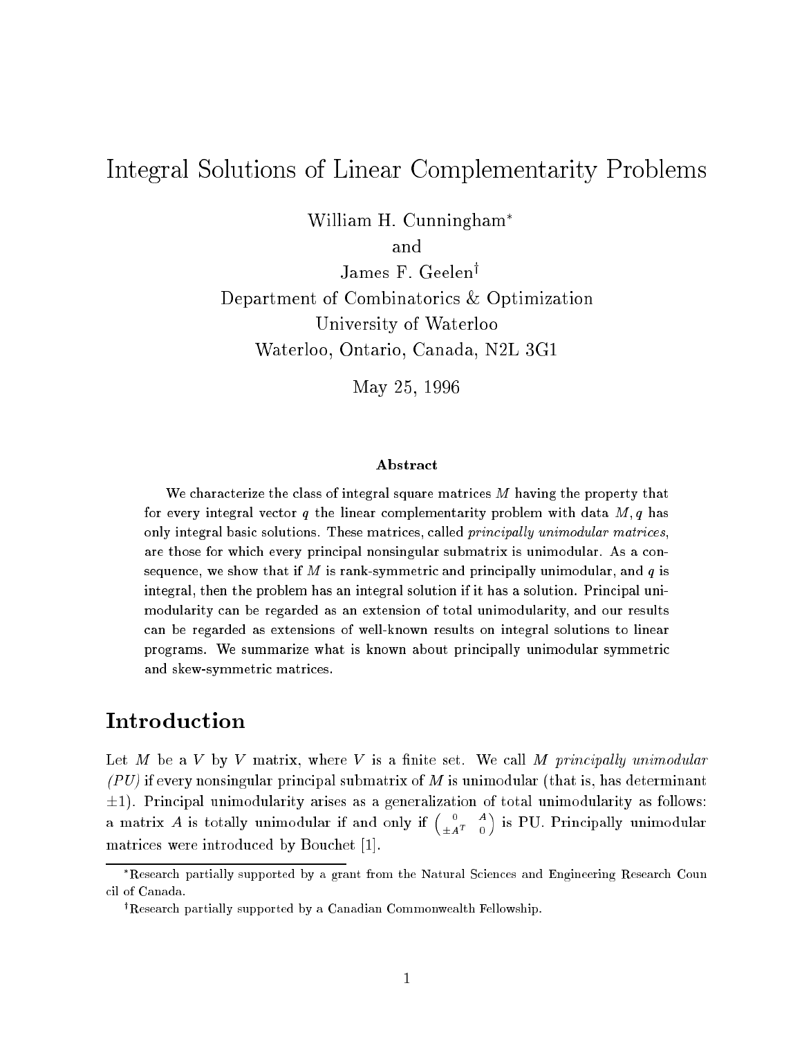# Integral Solutions of Linear Complementarity Problems

William H. Cunningham*

and

James F. Geelen†

Department of Combinatorics & Optimization

University of Waterloo

Waterloo, Ontario, Canada, N2L 3G1

May 25, 1996

### Abstract

We characterize the class of integral square matrices $M$ having the property that for every integral vector $q$ the linear complementarity problem with data $M, q$ has only integral basic solutions. These matrices, called *principally unimodular matrices*, are those for which every principal nonsingular submatrix is unimodular. As a consequence, we show that if $M$ is rank-symmetric and principally unimodular, and $q$ is integral, then the problem has an integral solution if it has a solution. Principal unimodularity can be regarded as an extension of total unimodularity, and our results can be regarded as extensions of well-known results on integral solutions to linear programs. We summarize what is known about principally unimodular symmetric and skew-symmetric matrices.

## Introduction

Let $M$ be a $V$ by $V$ matrix, where $V$ is a finite set. We call $M$ *principally unimodular (PU)* if every nonsingular principal submatrix of $M$ is unimodular (that is, has determinant $\pm 1$). Principal unimodularity arises as a generalization of total unimodularity as follows: a matrix $A$ is totally unimodular if and only if $\begin{pmatrix} 0 & A \\ \pm A^T & 0 \end{pmatrix}$ is PU. Principally unimodular matrices were introduced by Bouchet [1].

*Research partially supported by a grant from the Natural Sciences and Engineering Research Council of Canada.

†Research partially supported by a Canadian Commonwealth Fellowship.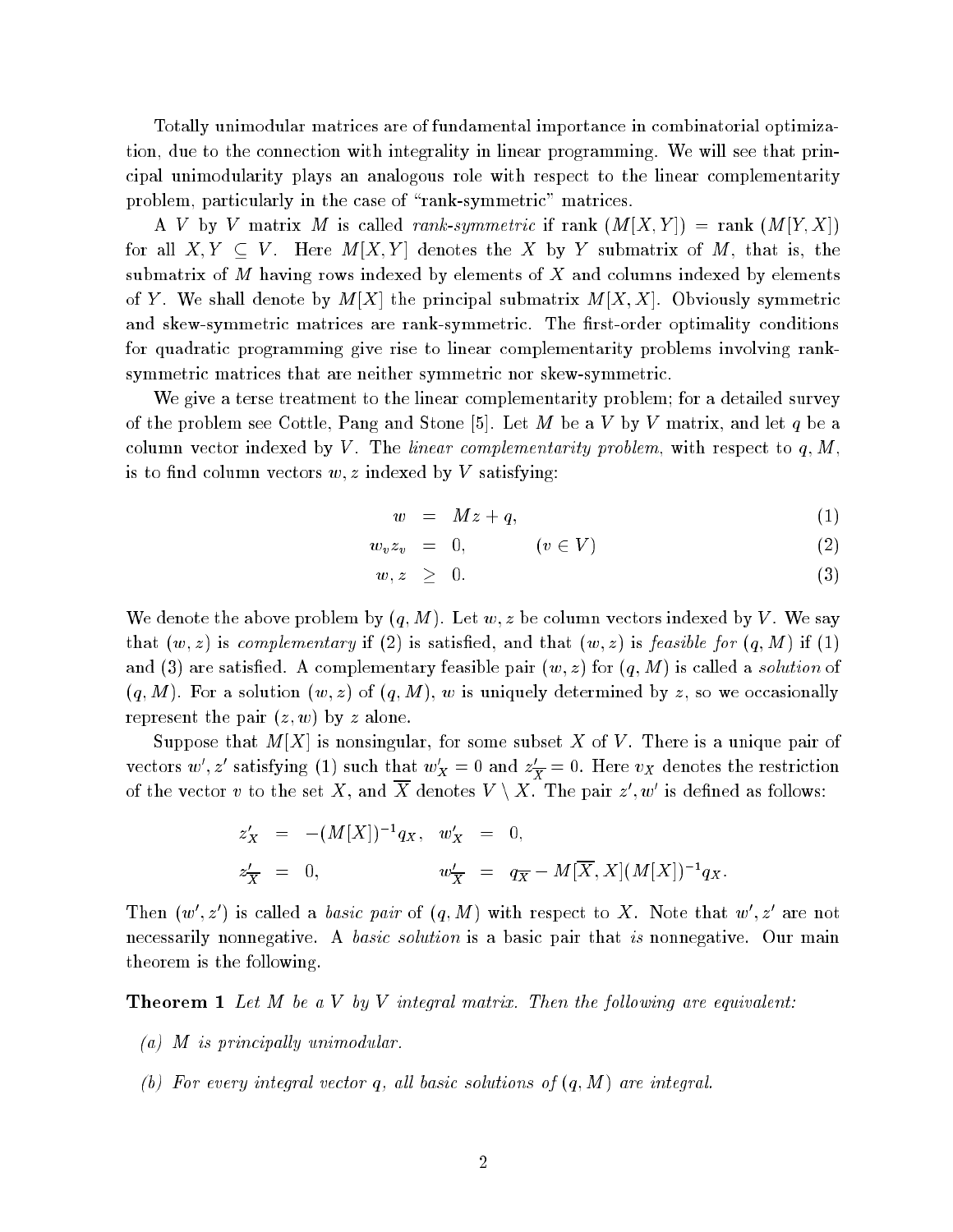Totally unimodular matrices are of fundamental importance in combinatorial optimization, due to the connection with integrality in linear programming. We will see that principal unimodularity plays an analogous role with respect to the linear complementarity problem, particularly in the case of "rank-symmetric" matrices.

A $V$ by $V$ matrix $M$ is called *rank-symmetric* if rank $(M[X,Y]) =$ rank $(M[Y,X])$ for all $X, Y \subseteq V$. Here $M[X,Y]$ denotes the $X$ by $Y$ submatrix of $M$, that is, the submatrix of $M$ having rows indexed by elements of $X$ and columns indexed by elements of $Y$. We shall denote by $M[X]$ the principal submatrix $M[X,X]$. Obviously symmetric and skew-symmetric matrices are rank-symmetric. The first-order optimality conditions for quadratic programming give rise to linear complementarity problems involving rank-symmetric matrices that are neither symmetric nor skew-symmetric.

We give a terse treatment to the linear complementarity problem; for a detailed survey of the problem see Cottle, Pang and Stone [5]. Let $M$ be a $V$ by $V$ matrix, and let $q$ be a column vector indexed by $V$. The *linear complementarity problem*, with respect to $q, M$, is to find column vectors $w, z$ indexed by $V$ satisfying:

$$w = Mz + q, \tag{1}$$

$$w_v z_v = 0, \qquad (v \in V) \tag{2}$$

$$w, z \geq 0. \tag{3}$$

We denote the above problem by $(q, M)$. Let $w, z$ be column vectors indexed by $V$. We say that $(w, z)$ is *complementary* if (2) is satisfied, and that $(w, z)$ is *feasible for* $(q, M)$ if (1) and (3) are satisfied. A complementary feasible pair $(w, z)$ for $(q, M)$ is called a *solution* of $(q, M)$. For a solution $(w, z)$ of $(q, M)$, $w$ is uniquely determined by $z$, so we occasionally represent the pair $(z, w)$ by $z$ alone.

Suppose that $M[X]$ is nonsingular, for some subset $X$ of $V$. There is a unique pair of vectors $w', z'$ satisfying (1) such that $w'_X = 0$ and $z'_{\overline{X}} = 0$. Here $v_X$ denotes the restriction of the vector $v$ to the set $X$, and $\overline{X}$ denotes $V \setminus X$. The pair $z', w'$ is defined as follows:

$$z'_X = -(M[X])^{-1} q_X, \quad w'_X = 0,$$

$$z'_{\overline{X}} = 0, \qquad\qquad w'_{\overline{X}} = q_{\overline{X}} - M[\overline{X}, X](M[X])^{-1} q_X.$$

Then $(w', z')$ is called a *basic pair* of $(q, M)$ with respect to $X$. Note that $w', z'$ are not necessarily nonnegative. A *basic solution* is a basic pair that *is* nonnegative. Our main theorem is the following.

**Theorem 1** *Let $M$ be a $V$ by $V$ integral matrix. Then the following are equivalent:*

*(a) $M$ is principally unimodular.*

*(b) For every integral vector $q$, all basic solutions of $(q, M)$ are integral.*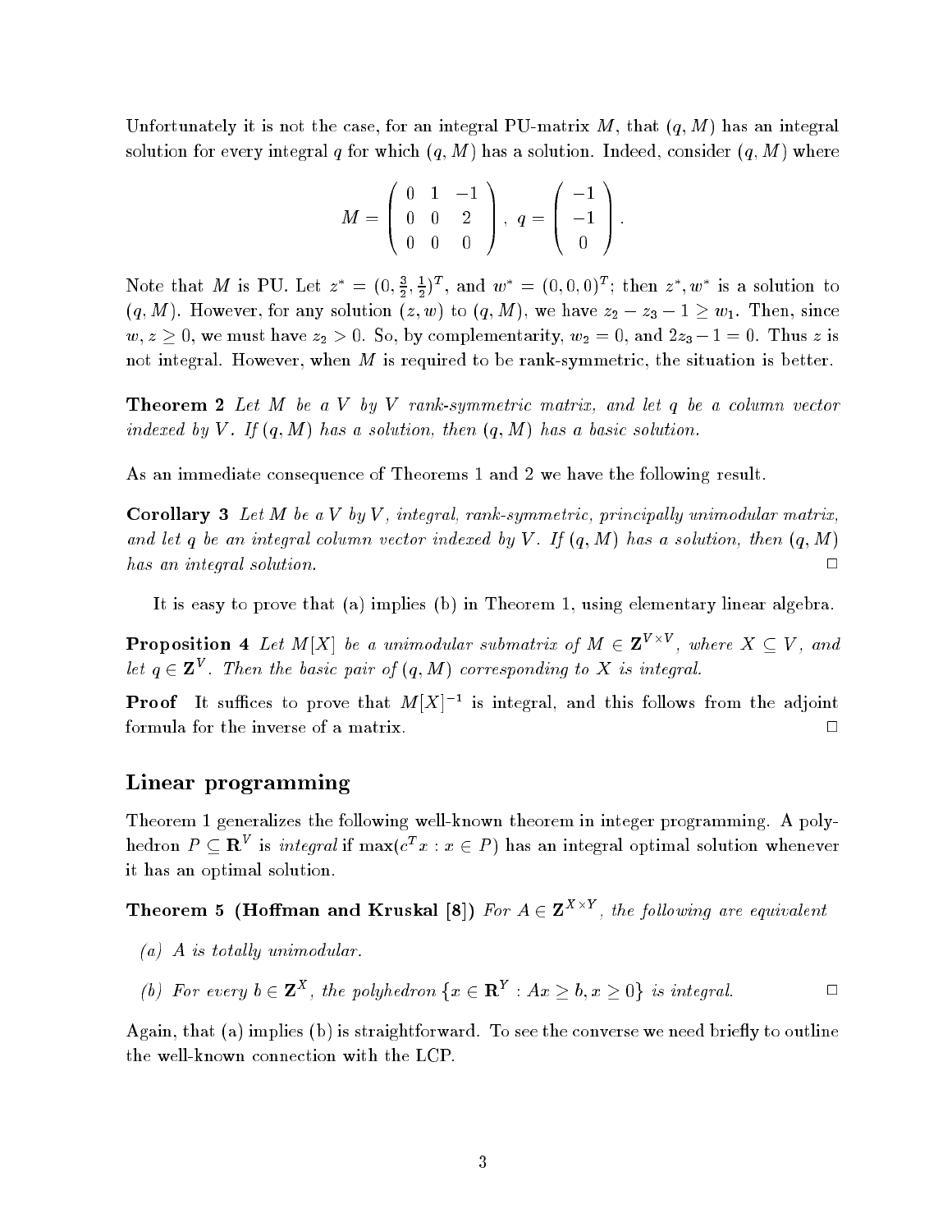Unfortunately it is not the case, for an integral PU-matrix $M$, that $(q, M)$ has an integral solution for every integral $q$ for which $(q, M)$ has a solution. Indeed, consider $(q, M)$ where

$$M = \begin{pmatrix} 0 & 1 & -1 \\ 0 & 0 & 2 \\ 0 & 0 & 0 \end{pmatrix}, \; q = \begin{pmatrix} -1 \\ -1 \\ 0 \end{pmatrix}.$$

Note that $M$ is PU. Let $z^* = (0, \frac{3}{2}, \frac{1}{2})^T$, and $w^* = (0, 0, 0)^T$; then $z^*, w^*$ is a solution to $(q, M)$. However, for any solution $(z, w)$ to $(q, M)$, we have $z_2 - z_3 - 1 \geq w_1$. Then, since $w, z \geq 0$, we must have $z_2 > 0$. So, by complementarity, $w_2 = 0$, and $2z_3 - 1 = 0$. Thus $z$ is not integral. However, when $M$ is required to be rank-symmetric, the situation is better.

**Theorem 2** *Let $M$ be a $V$ by $V$ rank-symmetric matrix, and let $q$ be a column vector indexed by $V$. If $(q, M)$ has a solution, then $(q, M)$ has a basic solution.*

As an immediate consequence of Theorems 1 and 2 we have the following result.

**Corollary 3** *Let $M$ be a $V$ by $V$, integral, rank-symmetric, principally unimodular matrix, and let $q$ be an integral column vector indexed by $V$. If $(q, M)$ has a solution, then $(q, M)$ has an integral solution.* □

It is easy to prove that (a) implies (b) in Theorem 1, using elementary linear algebra.

**Proposition 4** *Let $M[X]$ be a unimodular submatrix of $M \in \mathbf{Z}^{V \times V}$, where $X \subseteq V$, and let $q \in \mathbf{Z}^V$. Then the basic pair of $(q, M)$ corresponding to $X$ is integral.*

**Proof** It suffices to prove that $M[X]^{-1}$ is integral, and this follows from the adjoint formula for the inverse of a matrix. □

## Linear programming

Theorem 1 generalizes the following well-known theorem in integer programming. A polyhedron $P \subseteq \mathbf{R}^V$ is *integral* if $\max(c^T x : x \in P)$ has an integral optimal solution whenever it has an optimal solution.

**Theorem 5 (Hoffman and Kruskal [8])** *For $A \in \mathbf{Z}^{X \times Y}$, the following are equivalent*

*(a) $A$ is totally unimodular.*

*(b) For every $b \in \mathbf{Z}^X$, the polyhedron $\{x \in \mathbf{R}^Y : Ax \geq b, x \geq 0\}$ is integral.* □

Again, that (a) implies (b) is straightforward. To see the converse we need briefly to outline the well-known connection with the LCP.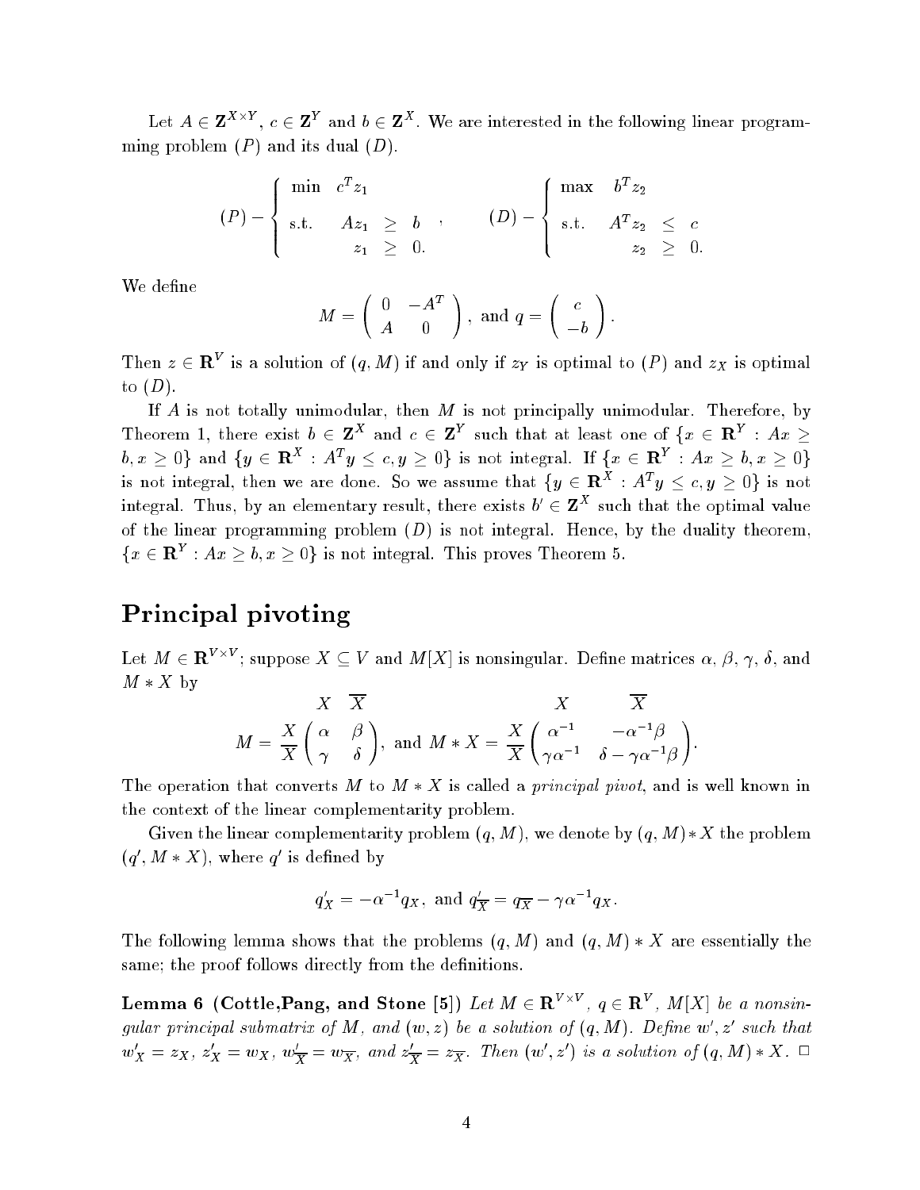Let $A \in \mathbf{Z}^{X \times Y}$, $c \in \mathbf{Z}^Y$ and $b \in \mathbf{Z}^X$. We are interested in the following linear programming problem $(P)$ and its dual $(D)$.

$$
(P) - \left\{ \begin{array}{llll} \min & c^T z_1 & & \\ \text{s.t.} & A z_1 & \geq & b \\ & z_1 & \geq & 0. \end{array} \right. , \qquad (D) - \left\{ \begin{array}{llll} \max & b^T z_2 & & \\ \text{s.t.} & A^T z_2 & \leq & c \\ & z_2 & \geq & 0. \end{array} \right.
$$

We define

$$
M = \begin{pmatrix} 0 & -A^T \\ A & 0 \end{pmatrix}, \text{ and } q = \begin{pmatrix} c \\ -b \end{pmatrix}.
$$

Then $z \in \mathbf{R}^V$ is a solution of $(q, M)$ if and only if $z_Y$ is optimal to $(P)$ and $z_X$ is optimal to $(D)$.

If $A$ is not totally unimodular, then $M$ is not principally unimodular. Therefore, by Theorem 1, there exist $b \in \mathbf{Z}^X$ and $c \in \mathbf{Z}^Y$ such that at least one of $\{x \in \mathbf{R}^Y : Ax \geq b, x \geq 0\}$ and $\{y \in \mathbf{R}^X : A^T y \leq c, y \geq 0\}$ is not integral. If $\{x \in \mathbf{R}^Y : Ax \geq b, x \geq 0\}$ is not integral, then we are done. So we assume that $\{y \in \mathbf{R}^X : A^T y \leq c, y \geq 0\}$ is not integral. Thus, by an elementary result, there exists $b' \in \mathbf{Z}^X$ such that the optimal value of the linear programming problem $(D)$ is not integral. Hence, by the duality theorem, $\{x \in \mathbf{R}^Y : Ax \geq b, x \geq 0\}$ is not integral. This proves Theorem 5.

# Principal pivoting

Let $M \in \mathbf{R}^{V \times V}$; suppose $X \subseteq V$ and $M[X]$ is nonsingular. Define matrices $\alpha$, $\beta$, $\gamma$, $\delta$, and $M * X$ by

$$
M = \begin{array}{c} \\ X \\ \overline{X} \end{array} \!\!\begin{array}{c} \begin{array}{cc} X & \overline{X} \end{array} \\ \begin{pmatrix} \alpha & \beta \\ \gamma & \delta \end{pmatrix} \end{array}, \text{ and } M * X = \begin{array}{c} \\ X \\ \overline{X} \end{array} \!\!\begin{array}{c} \begin{array}{cc} X & \overline{X} \end{array} \\ \begin{pmatrix} \alpha^{-1} & -\alpha^{-1}\beta \\ \gamma\alpha^{-1} & \delta - \gamma\alpha^{-1}\beta \end{pmatrix} \end{array}.
$$

The operation that converts $M$ to $M * X$ is called a *principal pivot*, and is well known in the context of the linear complementarity problem.

Given the linear complementarity problem $(q, M)$, we denote by $(q, M) * X$ the problem $(q', M * X)$, where $q'$ is defined by

$$
q'_X = -\alpha^{-1} q_X, \text{ and } q'_{\overline{X}} = q_{\overline{X}} - \gamma\alpha^{-1} q_X.
$$

The following lemma shows that the problems $(q, M)$ and $(q, M) * X$ are essentially the same; the proof follows directly from the definitions.

**Lemma 6 (Cottle,Pang, and Stone [5])** *Let $M \in \mathbf{R}^{V \times V}$, $q \in \mathbf{R}^V$, $M[X]$ be a nonsingular principal submatrix of $M$, and $(w, z)$ be a solution of $(q, M)$. Define $w', z'$ such that $w'_X = z_X$, $z'_X = w_X$, $w'_{\overline{X}} = w_{\overline{X}}$, and $z'_{\overline{X}} = z_{\overline{X}}$. Then $(w', z')$ is a solution of $(q, M) * X$.* □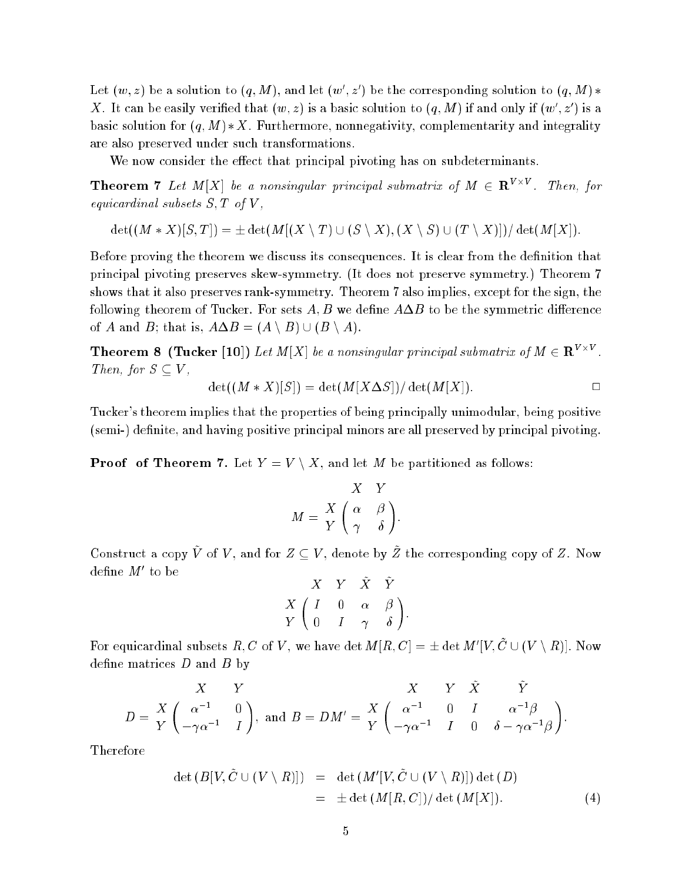Let $(w, z)$ be a solution to $(q, M)$, and let $(w', z')$ be the corresponding solution to $(q, M) * X$. It can be easily verified that $(w, z)$ is a basic solution to $(q, M)$ if and only if $(w', z')$ is a basic solution for $(q, M) * X$. Furthermore, nonnegativity, complementarity and integrality are also preserved under such transformations.

We now consider the effect that principal pivoting has on subdeterminants.

**Theorem 7** *Let $M[X]$ be a nonsingular principal submatrix of $M \in \mathbf{R}^{V \times V}$. Then, for equicardinal subsets $S, T$ of $V$,*

$$\det((M * X)[S, T]) = \pm \det(M[(X \setminus T) \cup (S \setminus X), (X \setminus S) \cup (T \setminus X)]) / \det(M[X]).$$

Before proving the theorem we discuss its consequences. It is clear from the definition that principal pivoting preserves skew-symmetry. (It does not preserve symmetry.) Theorem 7 shows that it also preserves rank-symmetry. Theorem 7 also implies, except for the sign, the following theorem of Tucker. For sets $A, B$ we define $A \Delta B$ to be the symmetric difference of $A$ and $B$; that is, $A \Delta B = (A \setminus B) \cup (B \setminus A)$.

**Theorem 8 (Tucker [10])** *Let $M[X]$ be a nonsingular principal submatrix of $M \in \mathbf{R}^{V \times V}$. Then, for $S \subseteq V$,*

$$\det((M * X)[S]) = \det(M[X \Delta S]) / \det(M[X]). \qquad \square$$

Tucker's theorem implies that the properties of being principally unimodular, being positive (semi-) definite, and having positive principal minors are all preserved by principal pivoting.

**Proof of Theorem 7.** Let $Y = V \setminus X$, and let $M$ be partitioned as follows:

$$M = \begin{array}{c} \\ X \\ Y \end{array} \!\!\begin{array}{c} \begin{array}{cc} X & Y \end{array} \\ \begin{pmatrix} \alpha & \beta \\ \gamma & \delta \end{pmatrix} \end{array}.$$

Construct a copy $\tilde{V}$ of $V$, and for $Z \subseteq V$, denote by $\tilde{Z}$ the corresponding copy of $Z$. Now define $M'$ to be

$$\begin{array}{c} \\ X \\ Y \end{array} \!\!\begin{array}{c} \begin{array}{cccc} X & Y & \tilde{X} & \tilde{Y} \end{array} \\ \begin{pmatrix} I & 0 & \alpha & \beta \\ 0 & I & \gamma & \delta \end{pmatrix} \end{array}.$$

For equicardinal subsets $R, C$ of $V$, we have $\det M[R, C] = \pm \det M'[V, \tilde{C} \cup (V \setminus R)]$. Now define matrices $D$ and $B$ by

$$D = \begin{array}{c} \\ X \\ Y \end{array} \!\!\begin{array}{c} \begin{array}{cc} X & Y \end{array} \\ \begin{pmatrix} \alpha^{-1} & 0 \\ -\gamma\alpha^{-1} & I \end{pmatrix} \end{array}, \text{ and } B = DM' = \begin{array}{c} \\ X \\ Y \end{array} \!\!\begin{array}{c} \begin{array}{cccc} X & Y & \tilde{X} & \tilde{Y} \end{array} \\ \begin{pmatrix} \alpha^{-1} & 0 & I & \alpha^{-1}\beta \\ -\gamma\alpha^{-1} & I & 0 & \delta - \gamma\alpha^{-1}\beta \end{pmatrix} \end{array}.$$

Therefore

$$\begin{aligned} \det(B[V, \tilde{C} \cup (V \setminus R)]) &= \det(M'[V, \tilde{C} \cup (V \setminus R)]) \det(D) \\ &= \pm \det(M[R, C]) / \det(M[X]). \end{aligned} \tag{4}$$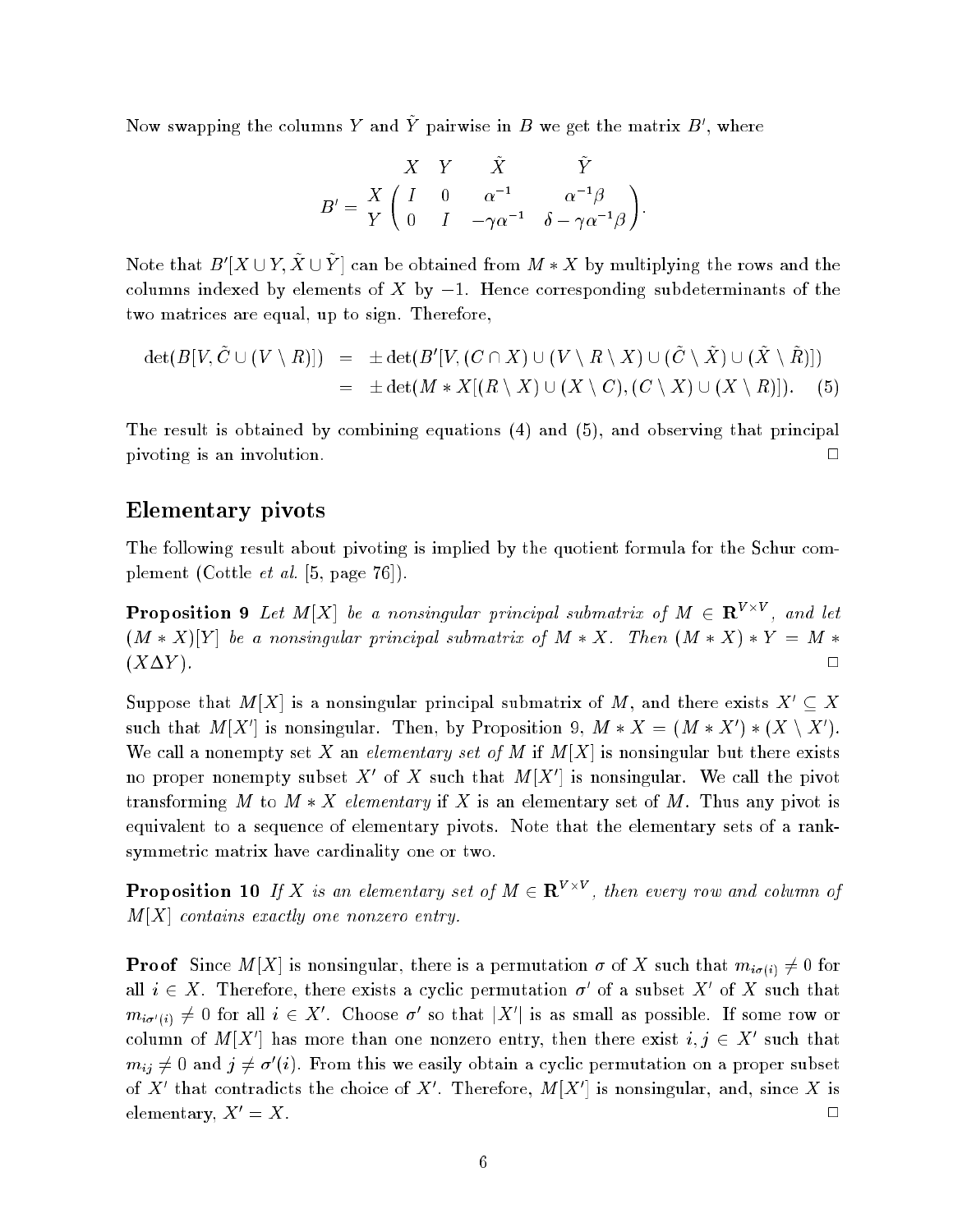Now swapping the columns $Y$ and $\tilde{Y}$ pairwise in $B$ we get the matrix $B'$, where

$$B' = \begin{array}{c} \\ X \\ Y \end{array} \!\!\begin{array}{c} \begin{array}{cccc} X & Y & \tilde{X} & \tilde{Y} \end{array} \\ \left( \begin{array}{cccc} I & 0 & \alpha^{-1} & \alpha^{-1}\beta \\ 0 & I & -\gamma\alpha^{-1} & \delta - \gamma\alpha^{-1}\beta \end{array} \right) \end{array}.$$

Note that $B'[X \cup Y, \tilde{X} \cup \tilde{Y}]$ can be obtained from $M * X$ by multiplying the rows and the columns indexed by elements of $X$ by $-1$. Hence corresponding subdeterminants of the two matrices are equal, up to sign. Therefore,

$$\begin{aligned} \det(B[V, \tilde{C} \cup (V \setminus R)]) &= \pm \det(B'[V, (C \cap X) \cup (V \setminus R \setminus X) \cup (\tilde{C} \setminus \tilde{X}) \cup (\tilde{X} \setminus \tilde{R})]) \\ &= \pm \det(M * X[(R \setminus X) \cup (X \setminus C), (C \setminus X) \cup (X \setminus R)]). \quad (5) \end{aligned}$$

The result is obtained by combining equations (4) and (5), and observing that principal pivoting is an involution. □

## Elementary pivots

The following result about pivoting is implied by the quotient formula for the Schur complement (Cottle *et al.* [5, page 76]).

**Proposition 9** *Let $M[X]$ be a nonsingular principal submatrix of $M \in \mathbf{R}^{V \times V}$, and let $(M * X)[Y]$ be a nonsingular principal submatrix of $M * X$. Then $(M * X) * Y = M * (X \Delta Y)$.* □

Suppose that $M[X]$ is a nonsingular principal submatrix of $M$, and there exists $X' \subseteq X$ such that $M[X']$ is nonsingular. Then, by Proposition 9, $M * X = (M * X') * (X \setminus X')$. We call a nonempty set $X$ an *elementary set of $M$* if $M[X]$ is nonsingular but there exists no proper nonempty subset $X'$ of $X$ such that $M[X']$ is nonsingular. We call the pivot transforming $M$ to $M * X$ *elementary* if $X$ is an elementary set of $M$. Thus any pivot is equivalent to a sequence of elementary pivots. Note that the elementary sets of a rank-symmetric matrix have cardinality one or two.

**Proposition 10** *If $X$ is an elementary set of $M \in \mathbf{R}^{V \times V}$, then every row and column of $M[X]$ contains exactly one nonzero entry.*

**Proof** Since $M[X]$ is nonsingular, there is a permutation $\sigma$ of $X$ such that $m_{i\sigma(i)} \neq 0$ for all $i \in X$. Therefore, there exists a cyclic permutation $\sigma'$ of a subset $X'$ of $X$ such that $m_{i\sigma'(i)} \neq 0$ for all $i \in X'$. Choose $\sigma'$ so that $|X'|$ is as small as possible. If some row or column of $M[X']$ has more than one nonzero entry, then there exist $i, j \in X'$ such that $m_{ij} \neq 0$ and $j \neq \sigma'(i)$. From this we easily obtain a cyclic permutation on a proper subset of $X'$ that contradicts the choice of $X'$. Therefore, $M[X']$ is nonsingular, and, since $X$ is elementary, $X' = X$. □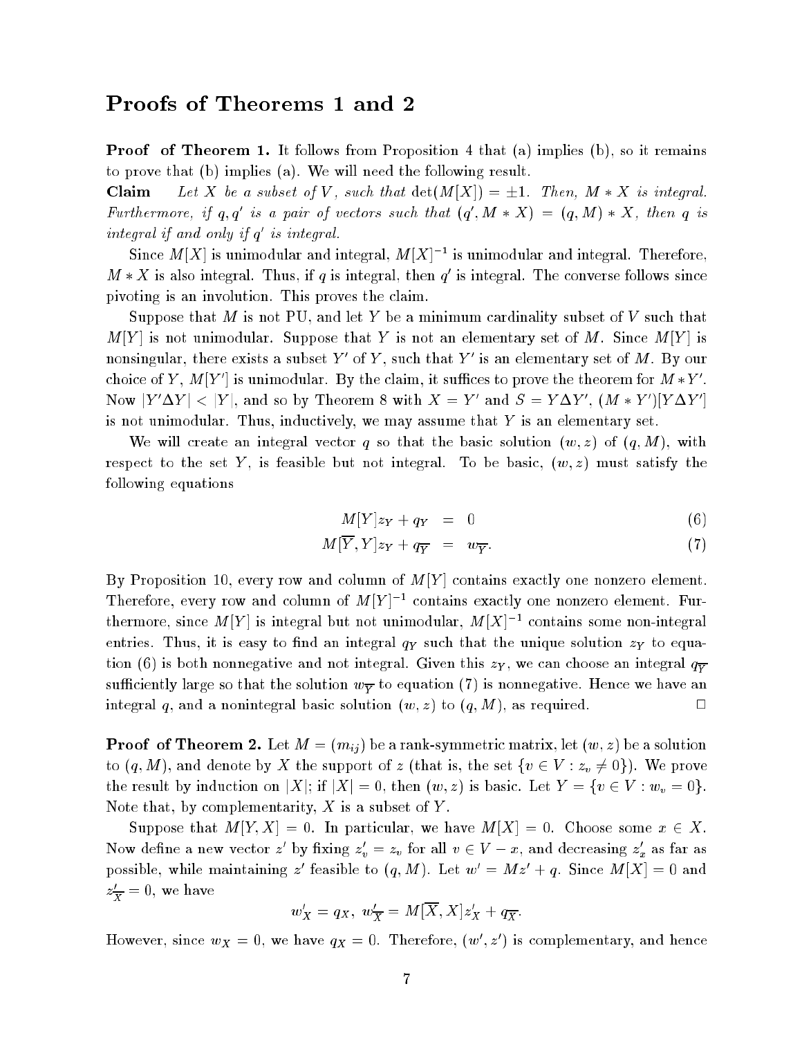## Proofs of Theorems 1 and 2

**Proof of Theorem 1.** It follows from Proposition 4 that (a) implies (b), so it remains to prove that (b) implies (a). We will need the following result.

**Claim** *Let $X$ be a subset of $V$, such that $\det(M[X]) = \pm 1$. Then, $M * X$ is integral. Furthermore, if $q, q'$ is a pair of vectors such that $(q', M * X) = (q, M) * X$, then $q$ is integral if and only if $q'$ is integral.*

Since $M[X]$ is unimodular and integral, $M[X]^{-1}$ is unimodular and integral. Therefore, $M * X$ is also integral. Thus, if $q$ is integral, then $q'$ is integral. The converse follows since pivoting is an involution. This proves the claim.

Suppose that $M$ is not PU, and let $Y$ be a minimum cardinality subset of $V$ such that $M[Y]$ is not unimodular. Suppose that $Y$ is not an elementary set of $M$. Since $M[Y]$ is nonsingular, there exists a subset $Y'$ of $Y$, such that $Y'$ is an elementary set of $M$. By our choice of $Y$, $M[Y']$ is unimodular. By the claim, it suffices to prove the theorem for $M * Y'$. Now $|Y' \Delta Y| < |Y|$, and so by Theorem 8 with $X = Y'$ and $S = Y \Delta Y'$, $(M * Y')[Y \Delta Y']$ is not unimodular. Thus, inductively, we may assume that $Y$ is an elementary set.

We will create an integral vector $q$ so that the basic solution $(w, z)$ of $(q, M)$, with respect to the set $Y$, is feasible but not integral. To be basic, $(w, z)$ must satisfy the following equations

$$M[Y]z_Y + q_Y = 0 \tag{6}$$

$$M[\overline{Y}, Y]z_Y + q_{\overline{Y}} = w_{\overline{Y}}. \tag{7}$$

By Proposition 10, every row and column of $M[Y]$ contains exactly one nonzero element. Therefore, every row and column of $M[Y]^{-1}$ contains exactly one nonzero element. Furthermore, since $M[Y]$ is integral but not unimodular, $M[X]^{-1}$ contains some non-integral entries. Thus, it is easy to find an integral $q_Y$ such that the unique solution $z_Y$ to equation (6) is both nonnegative and not integral. Given this $z_Y$, we can choose an integral $q_{\overline{Y}}$ sufficiently large so that the solution $w_{\overline{Y}}$ to equation (7) is nonnegative. Hence we have an integral $q$, and a nonintegral basic solution $(w, z)$ to $(q, M)$, as required. $\square$

**Proof of Theorem 2.** Let $M = (m_{ij})$ be a rank-symmetric matrix, let $(w, z)$ be a solution to $(q, M)$, and denote by $X$ the support of $z$ (that is, the set $\{v \in V : z_v \neq 0\}$). We prove the result by induction on $|X|$; if $|X| = 0$, then $(w, z)$ is basic. Let $Y = \{v \in V : w_v = 0\}$. Note that, by complementarity, $X$ is a subset of $Y$.

Suppose that $M[Y, X] = 0$. In particular, we have $M[X] = 0$. Choose some $x \in X$. Now define a new vector $z'$ by fixing $z'_v = z_v$ for all $v \in V - x$, and decreasing $z'_x$ as far as possible, while maintaining $z'$ feasible to $(q, M)$. Let $w' = Mz' + q$. Since $M[X] = 0$ and $z'_{\overline{X}} = 0$, we have

$$w'_X = q_X, \; w'_{\overline{X}} = M[\overline{X}, X]z'_X + q_{\overline{X}}.$$

However, since $w_X = 0$, we have $q_X = 0$. Therefore, $(w', z')$ is complementary, and hence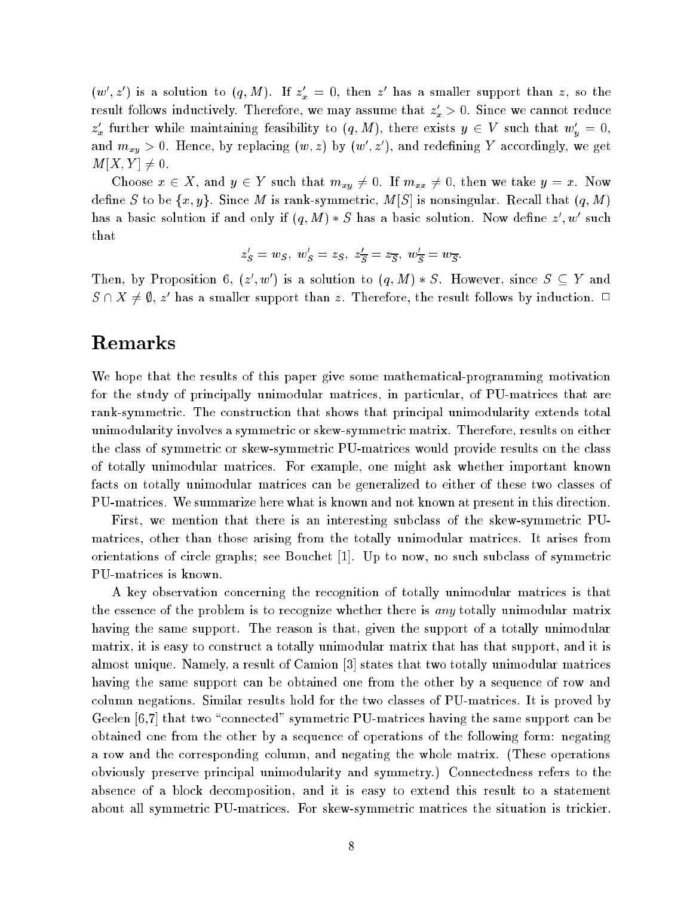$(w', z')$ is a solution to $(q, M)$. If $z'_x = 0$, then $z'$ has a smaller support than $z$, so the result follows inductively. Therefore, we may assume that $z'_x > 0$. Since we cannot reduce $z'_x$ further while maintaining feasibility to $(q, M)$, there exists $y \in V$ such that $w'_y = 0$, and $m_{xy} > 0$. Hence, by replacing $(w, z)$ by $(w', z')$, and redefining $Y$ accordingly, we get $M[X, Y] \neq 0$.

Choose $x \in X$, and $y \in Y$ such that $m_{xy} \neq 0$. If $m_{xx} \neq 0$, then we take $y = x$. Now define $S$ to be $\{x, y\}$. Since $M$ is rank-symmetric, $M[S]$ is nonsingular. Recall that $(q, M)$ has a basic solution if and only if $(q, M) * S$ has a basic solution. Now define $z', w'$ such that

$$z'_S = w_S,\ w'_S = z_S,\ z'_{\overline{S}} = z_{\overline{S}},\ w'_{\overline{S}} = w_{\overline{S}}.$$

Then, by Proposition 6, $(z', w')$ is a solution to $(q, M) * S$. However, since $S \subseteq Y$ and $S \cap X \neq \emptyset$, $z'$ has a smaller support than $z$. Therefore, the result follows by induction. □

# Remarks

We hope that the results of this paper give some mathematical-programming motivation for the study of principally unimodular matrices, in particular, of PU-matrices that are rank-symmetric. The construction that shows that principal unimodularity extends total unimodularity involves a symmetric or skew-symmetric matrix. Therefore, results on either the class of symmetric or skew-symmetric PU-matrices would provide results on the class of totally unimodular matrices. For example, one might ask whether important known facts on totally unimodular matrices can be generalized to either of these two classes of PU-matrices. We summarize here what is known and not known at present in this direction.

First, we mention that there is an interesting subclass of the skew-symmetric PU-matrices, other than those arising from the totally unimodular matrices. It arises from orientations of circle graphs; see Bouchet [1]. Up to now, no such subclass of symmetric PU-matrices is known.

A key observation concerning the recognition of totally unimodular matrices is that the essence of the problem is to recognize whether there is *any* totally unimodular matrix having the same support. The reason is that, given the support of a totally unimodular matrix, it is easy to construct a totally unimodular matrix that has that support, and it is almost unique. Namely, a result of Camion [3] states that two totally unimodular matrices having the same support can be obtained one from the other by a sequence of row and column negations. Similar results hold for the two classes of PU-matrices. It is proved by Geelen [6,7] that two "connected" symmetric PU-matrices having the same support can be obtained one from the other by a sequence of operations of the following form: negating a row and the corresponding column, and negating the whole matrix. (These operations obviously preserve principal unimodularity and symmetry.) Connectedness refers to the absence of a block decomposition, and it is easy to extend this result to a statement about all symmetric PU-matrices. For skew-symmetric matrices the situation is trickier.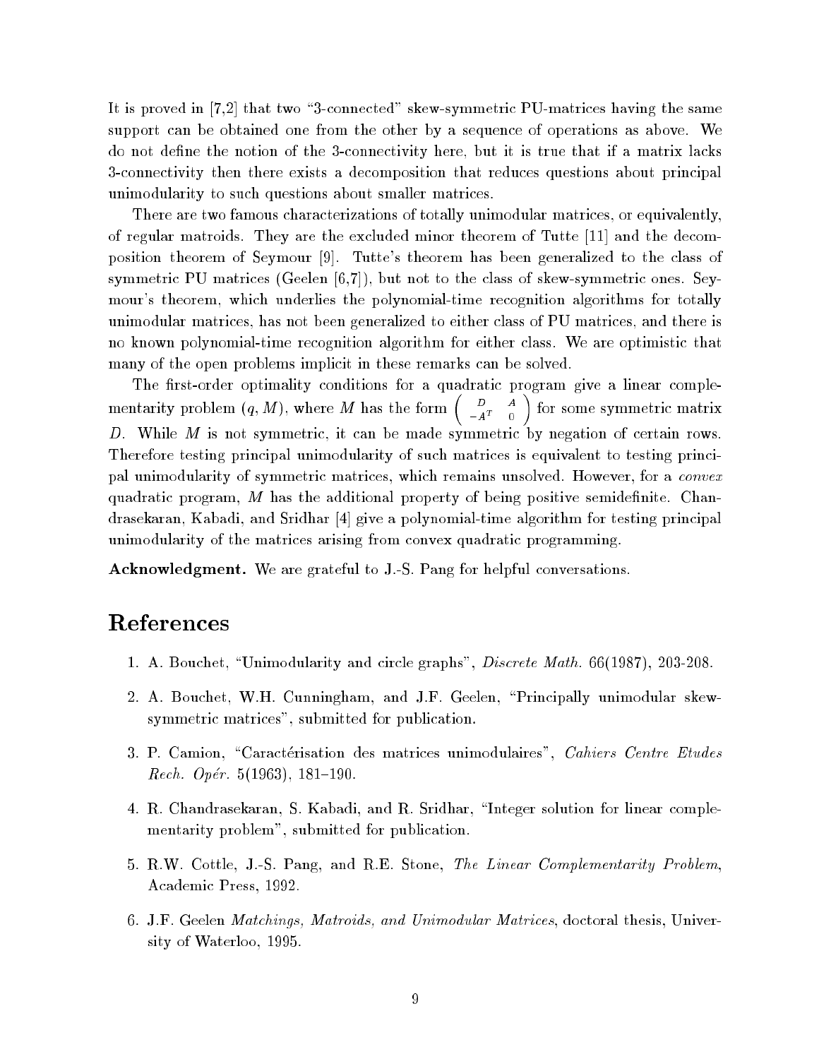It is proved in [7,2] that two "3-connected" skew-symmetric PU-matrices having the same support can be obtained one from the other by a sequence of operations as above. We do not define the notion of the 3-connectivity here, but it is true that if a matrix lacks 3-connectivity then there exists a decomposition that reduces questions about principal unimodularity to such questions about smaller matrices.

There are two famous characterizations of totally unimodular matrices, or equivalently, of regular matroids. They are the excluded minor theorem of Tutte [11] and the decomposition theorem of Seymour [9]. Tutte's theorem has been generalized to the class of symmetric PU matrices (Geelen [6,7]), but not to the class of skew-symmetric ones. Seymour's theorem, which underlies the polynomial-time recognition algorithms for totally unimodular matrices, has not been generalized to either class of PU matrices, and there is no known polynomial-time recognition algorithm for either class. We are optimistic that many of the open problems implicit in these remarks can be solved.

The first-order optimality conditions for a quadratic program give a linear complementarity problem $(q, M)$, where $M$ has the form $\begin{pmatrix} D & A \\ -A^T & 0 \end{pmatrix}$ for some symmetric matrix $D$. While $M$ is not symmetric, it can be made symmetric by negation of certain rows. Therefore testing principal unimodularity of such matrices is equivalent to testing principal unimodularity of symmetric matrices, which remains unsolved. However, for a *convex* quadratic program, $M$ has the additional property of being positive semidefinite. Chandrasekaran, Kabadi, and Sridhar [4] give a polynomial-time algorithm for testing principal unimodularity of the matrices arising from convex quadratic programming.

**Acknowledgment.** We are grateful to J.-S. Pang for helpful conversations.

# References

1. A. Bouchet, "Unimodularity and circle graphs", *Discrete Math.* 66(1987), 203-208.

2. A. Bouchet, W.H. Cunningham, and J.F. Geelen, "Principally unimodular skew-symmetric matrices", submitted for publication.

3. P. Camion, "Caractérisation des matrices unimodulaires", *Cahiers Centre Etudes Rech. Opér.* 5(1963), 181–190.

4. R. Chandrasekaran, S. Kabadi, and R. Sridhar, "Integer solution for linear complementarity problem", submitted for publication.

5. R.W. Cottle, J.-S. Pang, and R.E. Stone, *The Linear Complementarity Problem*, Academic Press, 1992.

6. J.F. Geelen *Matchings, Matroids, and Unimodular Matrices*, doctoral thesis, University of Waterloo, 1995.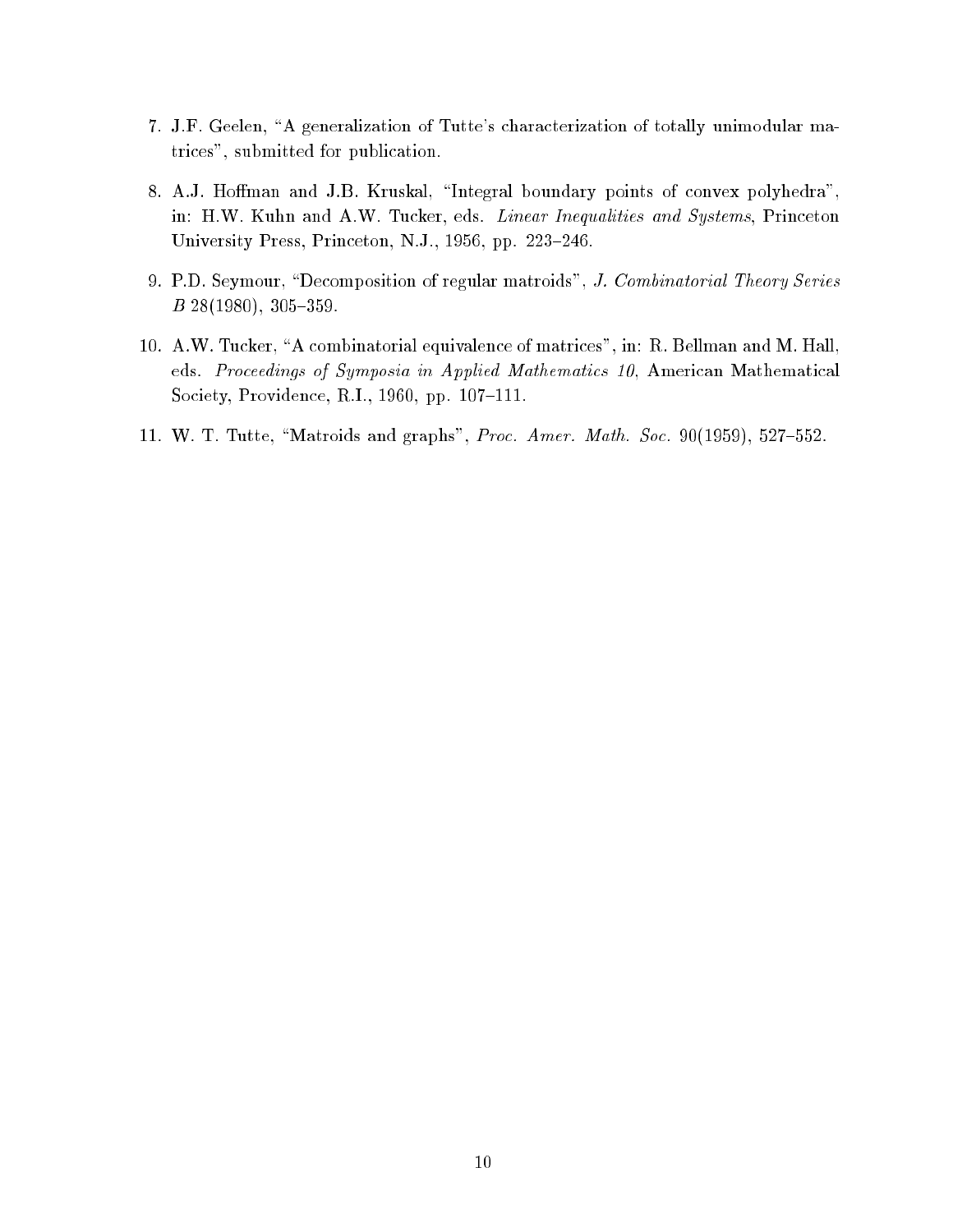7. J.F. Geelen, "A generalization of Tutte's characterization of totally unimodular matrices", submitted for publication.

8. A.J. Hoffman and J.B. Kruskal, "Integral boundary points of convex polyhedra", in: H.W. Kuhn and A.W. Tucker, eds. *Linear Inequalities and Systems*, Princeton University Press, Princeton, N.J., 1956, pp. 223–246.

9. P.D. Seymour, "Decomposition of regular matroids", *J. Combinatorial Theory Series B* 28(1980), 305–359.

10. A.W. Tucker, "A combinatorial equivalence of matrices", in: R. Bellman and M. Hall, eds. *Proceedings of Symposia in Applied Mathematics 10*, American Mathematical Society, Providence, R.I., 1960, pp. 107–111.

11. W. T. Tutte, "Matroids and graphs", *Proc. Amer. Math. Soc.* 90(1959), 527–552.